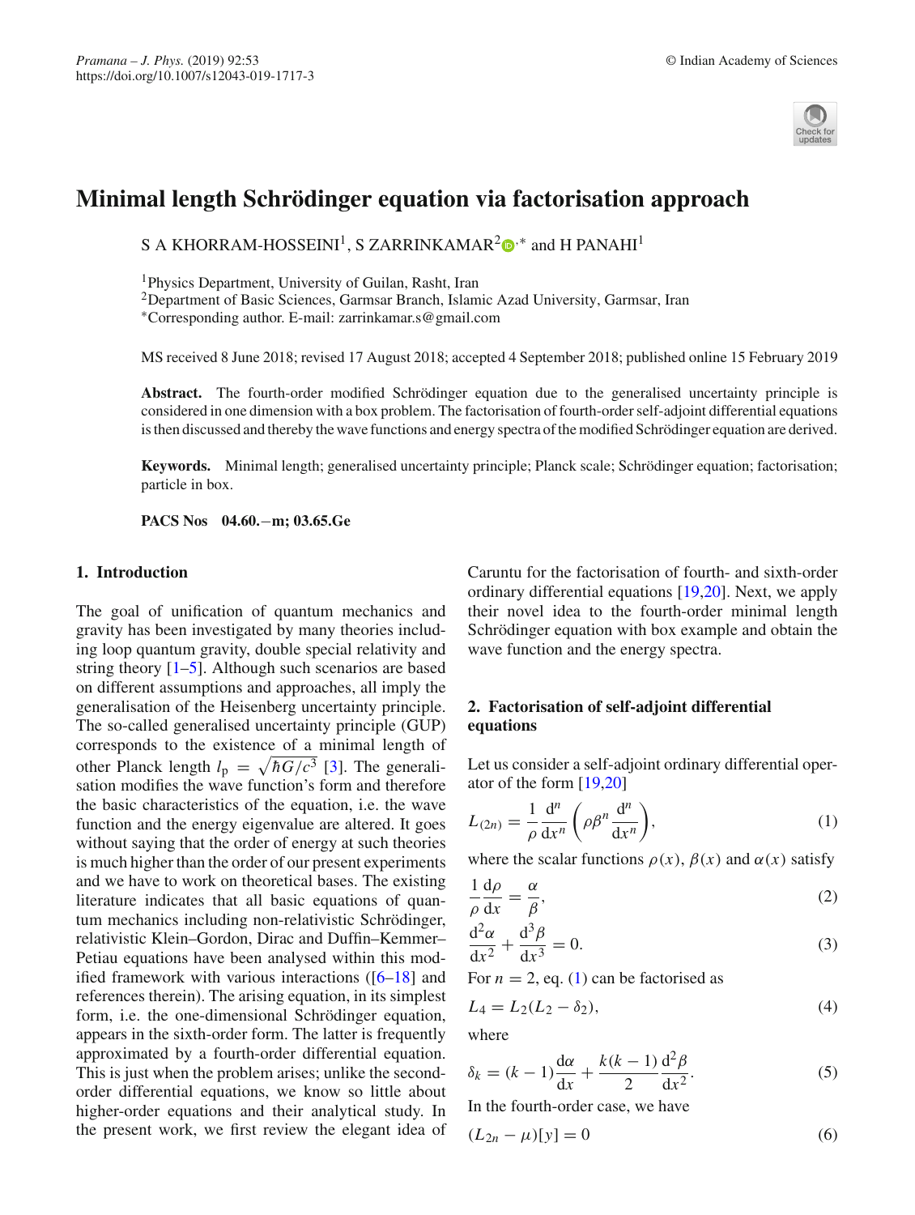# Minimal length Schrödinger equation via factorisation approach

S A KHORRAM-HOSSEINI[1], S ZARRINKAMAR[2,*] and H PANAHI[1]

[1]Physics Department, University of Guilan, Rasht, Iran
[2]Department of Basic Sciences, Garmsar Branch, Islamic Azad University, Garmsar, Iran
[*]Corresponding author. E-mail: zarrinkamar.s@gmail.com

MS received 8 June 2018; revised 17 August 2018; accepted 4 September 2018; published online 15 February 2019

**Abstract.** The fourth-order modified Schrödinger equation due to the generalised uncertainty principle is considered in one dimension with a box problem. The factorisation of fourth-order self-adjoint differential equations is then discussed and thereby the wave functions and energy spectra of the modified Schrödinger equation are derived.

**Keywords.** Minimal length; generalised uncertainty principle; Planck scale; Schrödinger equation; factorisation; particle in box.

**PACS Nos** 04.60.−m; 03.65.Ge

## 1. Introduction

The goal of unification of quantum mechanics and gravity has been investigated by many theories including loop quantum gravity, double special relativity and string theory [1–5]. Although such scenarios are based on different assumptions and approaches, all imply the generalisation of the Heisenberg uncertainty principle. The so-called generalised uncertainty principle (GUP) corresponds to the existence of a minimal length of other Planck length $l_\mathrm{p} = \sqrt{\hbar G/c^3}$ [3]. The generalisation modifies the wave function's form and therefore the basic characteristics of the equation, i.e. the wave function and the energy eigenvalue are altered. It goes without saying that the order of energy at such theories is much higher than the order of our present experiments and we have to work on theoretical bases. The existing literature indicates that all basic equations of quantum mechanics including non-relativistic Schrödinger, relativistic Klein–Gordon, Dirac and Duffin–Kemmer–Petiau equations have been analysed within this modified framework with various interactions ([6–18] and references therein). The arising equation, in its simplest form, i.e. the one-dimensional Schrödinger equation, appears in the sixth-order form. The latter is frequently approximated by a fourth-order differential equation. This is just when the problem arises; unlike the second-order differential equations, we know so little about higher-order equations and their analytical study. In the present work, we first review the elegant idea of Caruntu for the factorisation of fourth- and sixth-order ordinary differential equations [19,20]. Next, we apply their novel idea to the fourth-order minimal length Schrödinger equation with box example and obtain the wave function and the energy spectra.

## 2. Factorisation of self-adjoint differential equations

Let us consider a self-adjoint ordinary differential operator of the form [19,20]

$$L_{(2n)} = \frac{1}{\rho}\frac{\mathrm{d}^n}{\mathrm{d}x^n}\left(\rho\beta^n\frac{\mathrm{d}^n}{\mathrm{d}x^n}\right), \tag{1}$$

where the scalar functions $\rho(x)$, $\beta(x)$ and $\alpha(x)$ satisfy

$$\frac{1}{\rho}\frac{\mathrm{d}\rho}{\mathrm{d}x} = \frac{\alpha}{\beta}, \tag{2}$$

$$\frac{\mathrm{d}^2\alpha}{\mathrm{d}x^2} + \frac{\mathrm{d}^3\beta}{\mathrm{d}x^3} = 0. \tag{3}$$

For $n = 2$, eq. (1) can be factorised as

$$L_4 = L_2(L_2 - \delta_2), \tag{4}$$

where

$$\delta_k = (k-1)\frac{\mathrm{d}\alpha}{\mathrm{d}x} + \frac{k(k-1)}{2}\frac{\mathrm{d}^2\beta}{\mathrm{d}x^2}. \tag{5}$$

In the fourth-order case, we have

$$(L_{2n} - \mu)[y] = 0 \tag{6}$$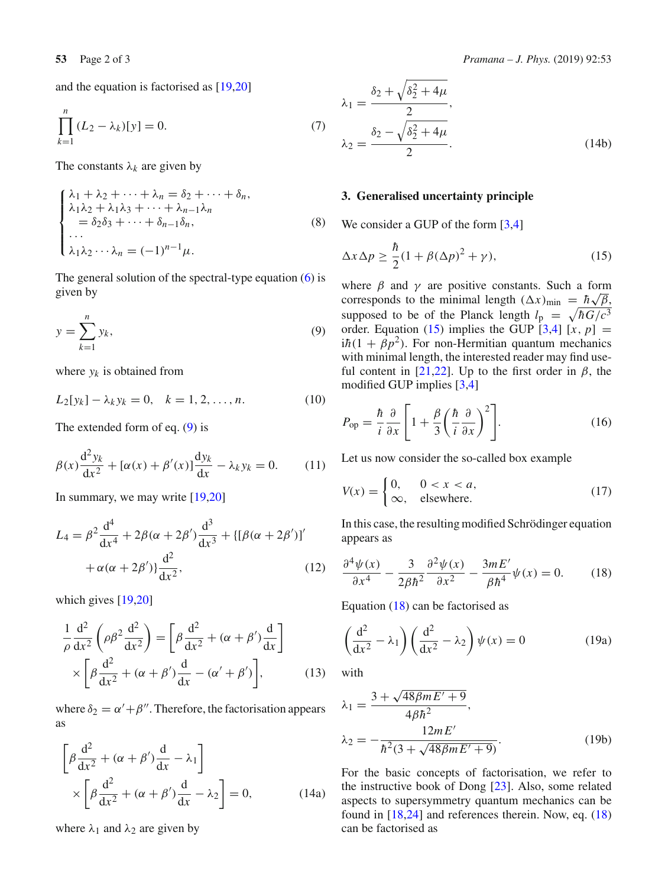and the equation is factorised as [19,20]

$$\prod_{k=1}^{n}(L_2 - \lambda_k)[y] = 0. \tag{7}$$

The constants $\lambda_k$ are given by

$$\begin{cases} \lambda_1 + \lambda_2 + \cdots + \lambda_n = \delta_2 + \cdots + \delta_n, \\ \lambda_1\lambda_2 + \lambda_1\lambda_3 + \cdots + \lambda_{n-1}\lambda_n \\ \quad = \delta_2\delta_3 + \cdots + \delta_{n-1}\delta_n, \\ \cdots \\ \lambda_1\lambda_2\cdots\lambda_n = (-1)^{n-1}\mu. \end{cases} \tag{8}$$

The general solution of the spectral-type equation (6) is given by

$$y = \sum_{k=1}^{n} y_k, \tag{9}$$

where $y_k$ is obtained from

$$L_2[y_k] - \lambda_k y_k = 0, \quad k = 1, 2, \ldots, n. \tag{10}$$

The extended form of eq. (9) is

$$\beta(x)\frac{\mathrm{d}^2 y_k}{\mathrm{d}x^2} + [\alpha(x) + \beta'(x)]\frac{\mathrm{d}y_k}{\mathrm{d}x} - \lambda_k y_k = 0. \tag{11}$$

In summary, we may write [19,20]

$$L_4 = \beta^2\frac{\mathrm{d}^4}{\mathrm{d}x^4} + 2\beta(\alpha + 2\beta')\frac{\mathrm{d}^3}{\mathrm{d}x^3} + \{[\beta(\alpha + 2\beta')]' + \alpha(\alpha + 2\beta')\}\frac{\mathrm{d}^2}{\mathrm{d}x^2}, \tag{12}$$

which gives [19,20]

$$\frac{1}{\rho}\frac{\mathrm{d}^2}{\mathrm{d}x^2}\left(\rho\beta^2\frac{\mathrm{d}^2}{\mathrm{d}x^2}\right) = \left[\beta\frac{\mathrm{d}^2}{\mathrm{d}x^2} + (\alpha + \beta')\frac{\mathrm{d}}{\mathrm{d}x}\right] \times \left[\beta\frac{\mathrm{d}^2}{\mathrm{d}x^2} + (\alpha + \beta')\frac{\mathrm{d}}{\mathrm{d}x} - (\alpha' + \beta')\right], \tag{13}$$

where $\delta_2 = \alpha' + \beta''$. Therefore, the factorisation appears as

$$\left[\beta\frac{\mathrm{d}^2}{\mathrm{d}x^2} + (\alpha + \beta')\frac{\mathrm{d}}{\mathrm{d}x} - \lambda_1\right] \times \left[\beta\frac{\mathrm{d}^2}{\mathrm{d}x^2} + (\alpha + \beta')\frac{\mathrm{d}}{\mathrm{d}x} - \lambda_2\right] = 0, \tag{14a}$$

where $\lambda_1$ and $\lambda_2$ are given by

$$\lambda_1 = \frac{\delta_2 + \sqrt{\delta_2^2 + 4\mu}}{2}, \quad \lambda_2 = \frac{\delta_2 - \sqrt{\delta_2^2 + 4\mu}}{2}. \tag{14b}$$

## 3. Generalised uncertainty principle

We consider a GUP of the form [3,4]

$$\Delta x \Delta p \geq \frac{\hbar}{2}(1 + \beta(\Delta p)^2 + \gamma), \tag{15}$$

where $\beta$ and $\gamma$ are positive constants. Such a form corresponds to the minimal length $(\Delta x)_{\text{min}} = \hbar\sqrt{\beta}$, supposed to be of the Planck length $l_{\text{p}} = \sqrt{\hbar G/c^3}$ order. Equation (15) implies the GUP [3,4] $[x, p] = \mathrm{i}\hbar(1 + \beta p^2)$. For non-Hermitian quantum mechanics with minimal length, the interested reader may find useful content in [21,22]. Up to the first order in $\beta$, the modified GUP implies [3,4]

$$P_{\text{op}} = \frac{\hbar}{i}\frac{\partial}{\partial x}\left[1 + \frac{\beta}{3}\left(\frac{\hbar}{i}\frac{\partial}{\partial x}\right)^2\right]. \tag{16}$$

Let us now consider the so-called box example

$$V(x) = \begin{cases} 0, & 0 < x < a, \\ \infty, & \text{elsewhere.} \end{cases} \tag{17}$$

In this case, the resulting modified Schrödinger equation appears as

$$\frac{\partial^4\psi(x)}{\partial x^4} - \frac{3}{2\beta\hbar^2}\frac{\partial^2\psi(x)}{\partial x^2} - \frac{3mE'}{\beta\hbar^4}\psi(x) = 0. \tag{18}$$

Equation (18) can be factorised as

$$\left(\frac{\mathrm{d}^2}{\mathrm{d}x^2} - \lambda_1\right)\left(\frac{\mathrm{d}^2}{\mathrm{d}x^2} - \lambda_2\right)\psi(x) = 0 \tag{19a}$$

with

$$\lambda_1 = \frac{3 + \sqrt{48\beta mE' + 9}}{4\beta\hbar^2}, \quad \lambda_2 = -\frac{12mE'}{\hbar^2(3 + \sqrt{48\beta mE' + 9})}. \tag{19b}$$

For the basic concepts of factorisation, we refer to the instructive book of Dong [23]. Also, some related aspects to supersymmetry quantum mechanics can be found in [18,24] and references therein. Now, eq. (18) can be factorised as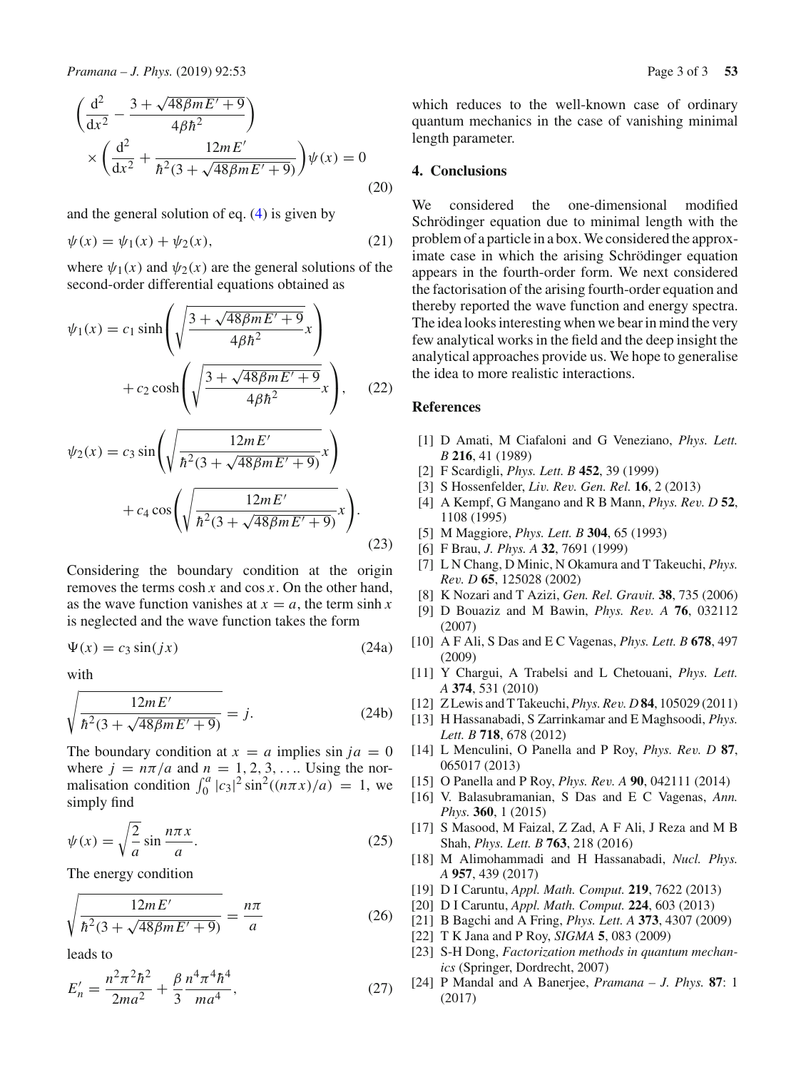$$\left(\frac{\mathrm{d}^2}{\mathrm{d}x^2} - \frac{3+\sqrt{48\beta m E'+9}}{4\beta\hbar^2}\right) \times \left(\frac{\mathrm{d}^2}{\mathrm{d}x^2} + \frac{12mE'}{\hbar^2(3+\sqrt{48\beta m E'+9})}\right)\psi(x) = 0 \tag{20}$$

and the general solution of eq. (4) is given by

$$\psi(x) = \psi_1(x) + \psi_2(x), \tag{21}$$

where $\psi_1(x)$ and $\psi_2(x)$ are the general solutions of the second-order differential equations obtained as

$$\psi_1(x) = c_1 \sinh\left(\sqrt{\frac{3+\sqrt{48\beta m E'+9}}{4\beta\hbar^2}}x\right) + c_2 \cosh\left(\sqrt{\frac{3+\sqrt{48\beta m E'+9}}{4\beta\hbar^2}}x\right), \tag{22}$$

$$\psi_2(x) = c_3 \sin\left(\sqrt{\frac{12mE'}{\hbar^2(3+\sqrt{48\beta m E'+9})}}x\right) + c_4 \cos\left(\sqrt{\frac{12mE'}{\hbar^2(3+\sqrt{48\beta m E'+9})}}x\right). \tag{23}$$

Considering the boundary condition at the origin removes the terms $\cosh x$ and $\cos x$. On the other hand, as the wave function vanishes at $x = a$, the term $\sinh x$ is neglected and the wave function takes the form

$$\Psi(x) = c_3 \sin(jx) \tag{24a}$$

with

$$\sqrt{\frac{12mE'}{\hbar^2(3+\sqrt{48\beta m E'+9})}} = j. \tag{24b}$$

The boundary condition at $x = a$ implies $\sin ja = 0$ where $j = n\pi/a$ and $n = 1, 2, 3, \ldots$. Using the normalisation condition $\int_0^a |c_3|^2 \sin^2((n\pi x)/a) = 1$, we simply find

$$\psi(x) = \sqrt{\frac{2}{a}} \sin\frac{n\pi x}{a}. \tag{25}$$

The energy condition

$$\sqrt{\frac{12mE'}{\hbar^2(3+\sqrt{48\beta m E'+9})}} = \frac{n\pi}{a} \tag{26}$$

leads to

$$E'_n = \frac{n^2\pi^2\hbar^2}{2ma^2} + \frac{\beta}{3}\frac{n^4\pi^4\hbar^4}{ma^4}, \tag{27}$$

which reduces to the well-known case of ordinary quantum mechanics in the case of vanishing minimal length parameter.

## 4. Conclusions

We considered the one-dimensional modified Schrödinger equation due to minimal length with the problem of a particle in a box. We considered the approximate case in which the arising Schrödinger equation appears in the fourth-order form. We next considered the factorisation of the arising fourth-order equation and thereby reported the wave function and energy spectra. The idea looks interesting when we bear in mind the very few analytical works in the field and the deep insight the analytical approaches provide us. We hope to generalise the idea to more realistic interactions.

## References

[1] D Amati, M Ciafaloni and G Veneziano, *Phys. Lett. B* **216**, 41 (1989)
[2] F Scardigli, *Phys. Lett. B* **452**, 39 (1999)
[3] S Hossenfelder, *Liv. Rev. Gen. Rel.* **16**, 2 (2013)
[4] A Kempf, G Mangano and R B Mann, *Phys. Rev. D* **52**, 1108 (1995)
[5] M Maggiore, *Phys. Lett. B* **304**, 65 (1993)
[6] F Brau, *J. Phys. A* **32**, 7691 (1999)
[7] L N Chang, D Minic, N Okamura and T Takeuchi, *Phys. Rev. D* **65**, 125028 (2002)
[8] K Nozari and T Azizi, *Gen. Rel. Gravit.* **38**, 735 (2006)
[9] D Bouaziz and M Bawin, *Phys. Rev. A* **76**, 032112 (2007)
[10] A F Ali, S Das and E C Vagenas, *Phys. Lett. B* **678**, 497 (2009)
[11] Y Chargui, A Trabelsi and L Chetouani, *Phys. Lett. A* **374**, 531 (2010)
[12] Z Lewis and T Takeuchi, *Phys. Rev. D* **84**, 105029 (2011)
[13] H Hassanabadi, S Zarrinkamar and E Maghsoodi, *Phys. Lett. B* **718**, 678 (2012)
[14] L Menculini, O Panella and P Roy, *Phys. Rev. D* **87**, 065017 (2013)
[15] O Panella and P Roy, *Phys. Rev. A* **90**, 042111 (2014)
[16] V. Balasubramanian, S Das and E C Vagenas, *Ann. Phys.* **360**, 1 (2015)
[17] S Masood, M Faizal, Z Zad, A F Ali, J Reza and M B Shah, *Phys. Lett. B* **763**, 218 (2016)
[18] M Alimohammadi and H Hassanabadi, *Nucl. Phys. A* **957**, 439 (2017)
[19] D I Caruntu, *Appl. Math. Comput.* **219**, 7622 (2013)
[20] D I Caruntu, *Appl. Math. Comput.* **224**, 603 (2013)
[21] B Bagchi and A Fring, *Phys. Lett. A* **373**, 4307 (2009)
[22] T K Jana and P Roy, *SIGMA* **5**, 083 (2009)
[23] S-H Dong, *Factorization methods in quantum mechanics* (Springer, Dordrecht, 2007)
[24] P Mandal and A Banerjee, *Pramana – J. Phys.* **87**: 1 (2017)